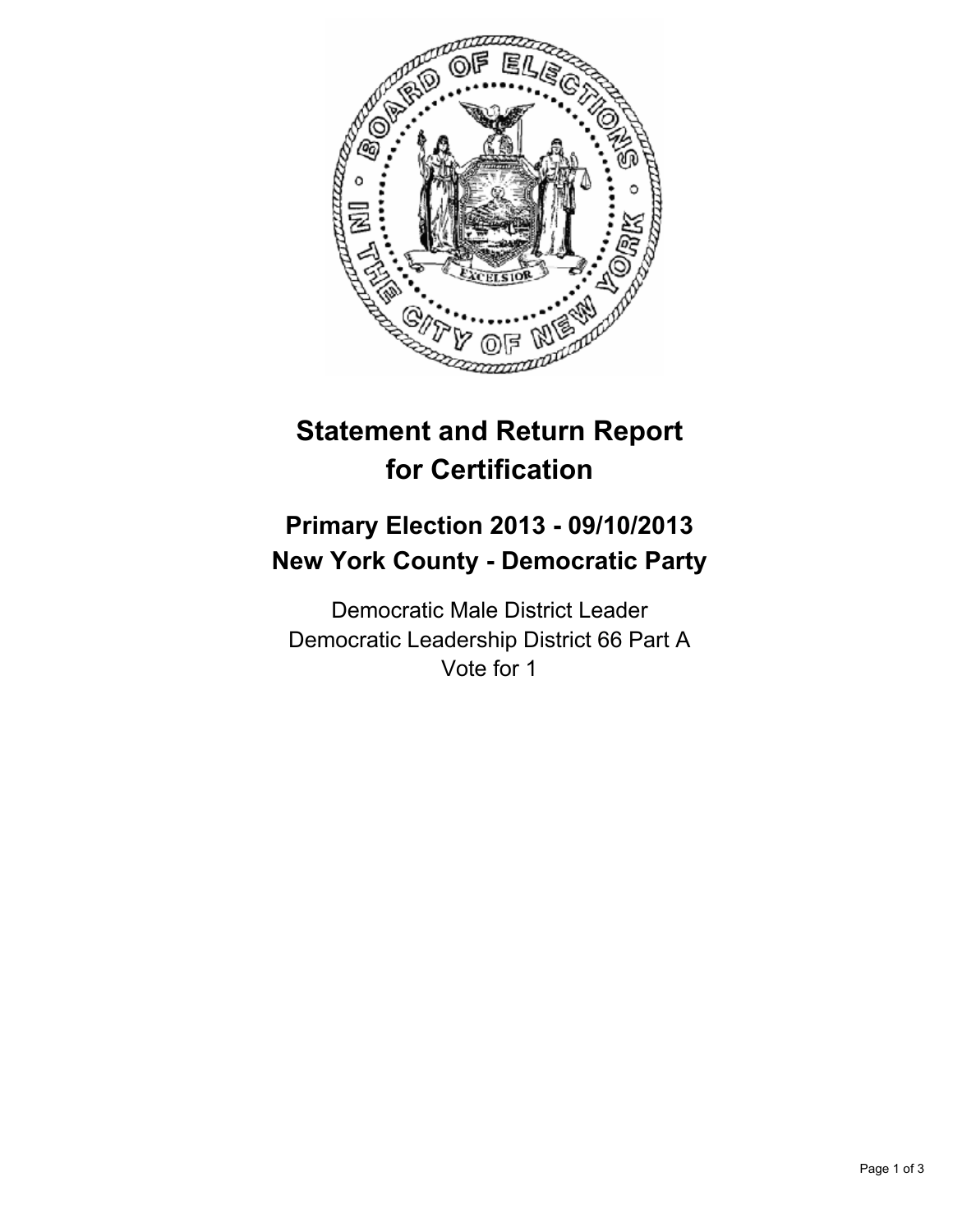# Statement and Return Report for Certification

## Primary Election 2013 - 09/10/2013
## New York County - Democratic Party

Democratic Male District Leader
Democratic Leadership District 66 Part A
Vote for 1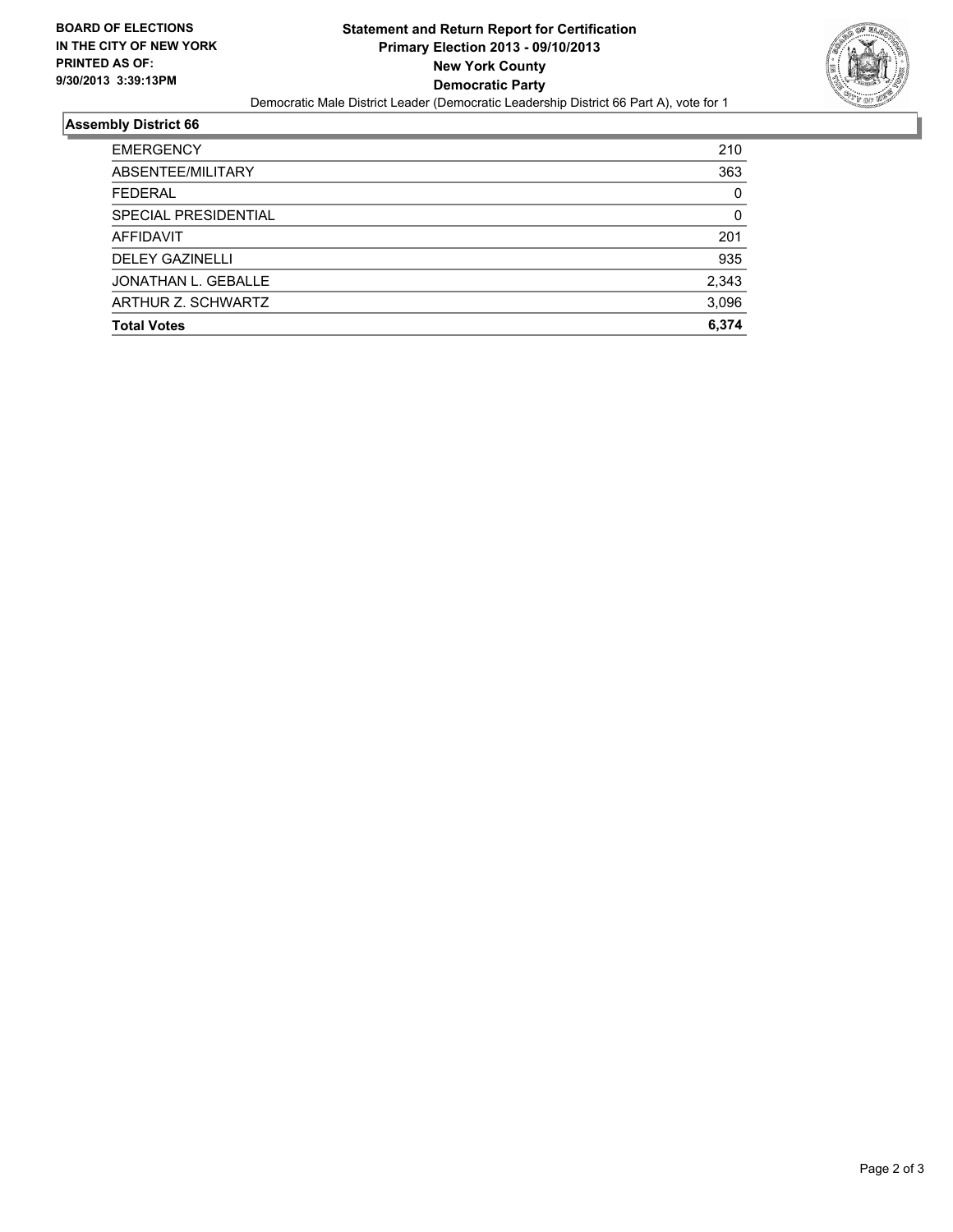**BOARD OF ELECTIONS IN THE CITY OF NEW YORK PRINTED AS OF: 9/30/2013 3:39:13PM**

# Statement and Return Report for Certification
## Primary Election 2013 - 09/10/2013
## New York County
## Democratic Party

Democratic Male District Leader (Democratic Leadership District 66 Part A), vote for 1

### Assembly District 66

| | |
|---|---|
| EMERGENCY | 210 |
| ABSENTEE/MILITARY | 363 |
| FEDERAL | 0 |
| SPECIAL PRESIDENTIAL | 0 |
| AFFIDAVIT | 201 |
| DELEY GAZINELLI | 935 |
| JONATHAN L. GEBALLE | 2,343 |
| ARTHUR Z. SCHWARTZ | 3,096 |
| **Total Votes** | **6,374** |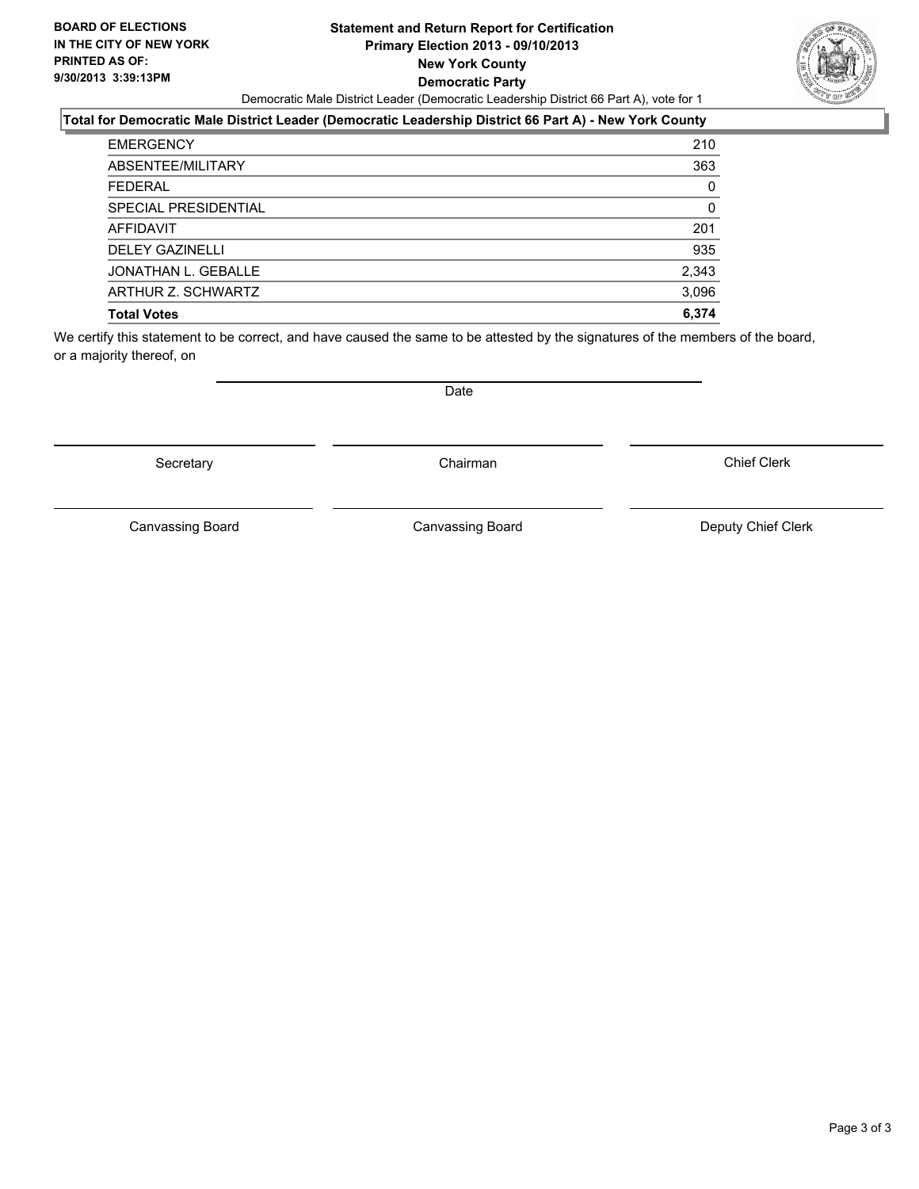**BOARD OF ELECTIONS IN THE CITY OF NEW YORK PRINTED AS OF: 9/30/2013 3:39:13PM**

**Statement and Return Report for Certification**
**Primary Election 2013 - 09/10/2013**
**New York County**
**Democratic Party**

Democratic Male District Leader (Democratic Leadership District 66 Part A), vote for 1

**Total for Democratic Male District Leader (Democratic Leadership District 66 Part A) - New York County**

| | |
|---|---|
| EMERGENCY | 210 |
| ABSENTEE/MILITARY | 363 |
| FEDERAL | 0 |
| SPECIAL PRESIDENTIAL | 0 |
| AFFIDAVIT | 201 |
| DELEY GAZINELLI | 935 |
| JONATHAN L. GEBALLE | 2,343 |
| ARTHUR Z. SCHWARTZ | 3,096 |
| **Total Votes** | **6,374** |

We certify this statement to be correct, and have caused the same to be attested by the signatures of the members of the board, or a majority thereof, on

Date

Secretary

Chairman

Chief Clerk

Canvassing Board

Canvassing Board

Deputy Chief Clerk